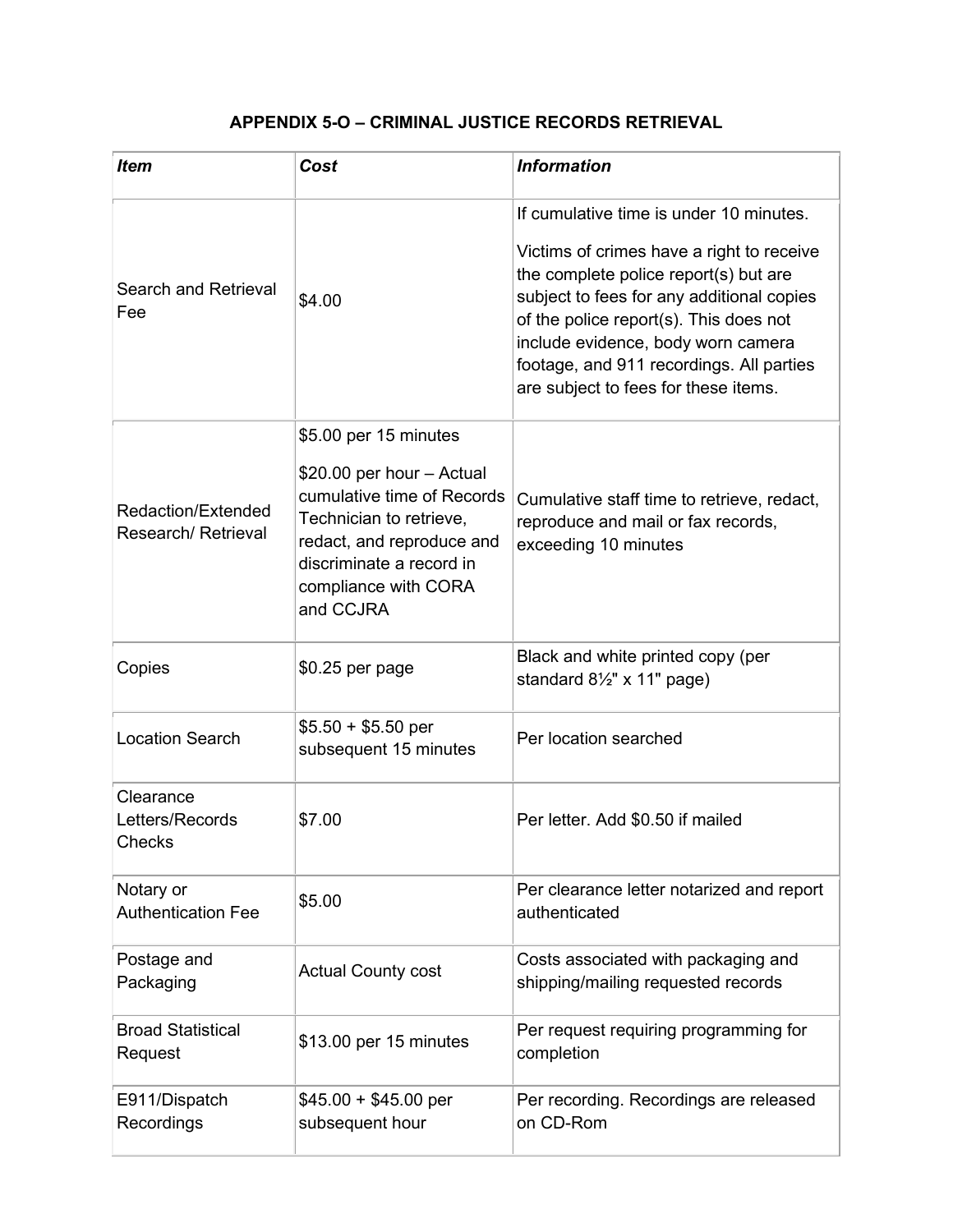## APPENDIX 5-O – CRIMINAL JUSTICE RECORDS RETRIEVAL

| ***Item*** | ***Cost*** | ***Information*** |
|---|---|---|
| Search and Retrieval Fee | $4.00 | If cumulative time is under 10 minutes.<br><br>Victims of crimes have a right to receive the complete police report(s) but are subject to fees for any additional copies of the police report(s). This does not include evidence, body worn camera footage, and 911 recordings. All parties are subject to fees for these items. |
| Redaction/Extended Research/ Retrieval | $5.00 per 15 minutes<br><br>$20.00 per hour – Actual cumulative time of Records Technician to retrieve, redact, and reproduce and discriminate a record in compliance with CORA and CCJRA | Cumulative staff time to retrieve, redact, reproduce and mail or fax records, exceeding 10 minutes |
| Copies | $0.25 per page | Black and white printed copy (per standard 8½" x 11" page) |
| Location Search | $5.50 + $5.50 per subsequent 15 minutes | Per location searched |
| Clearance Letters/Records Checks | $7.00 | Per letter. Add $0.50 if mailed |
| Notary or Authentication Fee | $5.00 | Per clearance letter notarized and report authenticated |
| Postage and Packaging | Actual County cost | Costs associated with packaging and shipping/mailing requested records |
| Broad Statistical Request | $13.00 per 15 minutes | Per request requiring programming for completion |
| E911/Dispatch Recordings | $45.00 + $45.00 per subsequent hour | Per recording. Recordings are released on CD-Rom |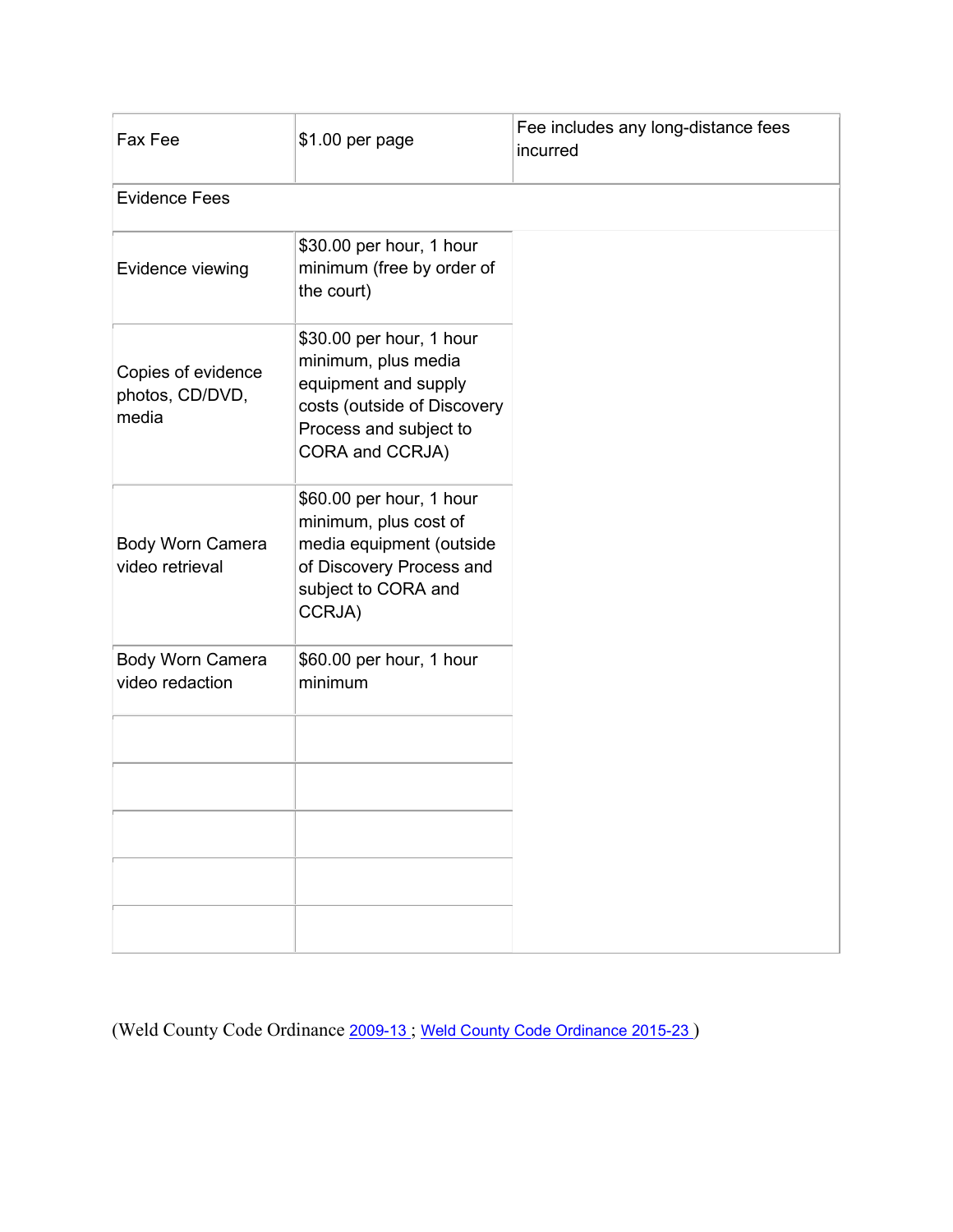| | | |
|---|---|---|
| Fax Fee | $1.00 per page | Fee includes any long-distance fees incurred |
| Evidence Fees | | |
| Evidence viewing | $30.00 per hour, 1 hour minimum (free by order of the court) | |
| Copies of evidence photos, CD/DVD, media | $30.00 per hour, 1 hour minimum, plus media equipment and supply costs (outside of Discovery Process and subject to CORA and CCRJA) | |
| Body Worn Camera video retrieval | $60.00 per hour, 1 hour minimum, plus cost of media equipment (outside of Discovery Process and subject to CORA and CCRJA) | |
| Body Worn Camera video redaction | $60.00 per hour, 1 hour minimum | |
| | | |
| | | |
| | | |
| | | |
| | | |

(Weld County Code Ordinance 2009-13 ; Weld County Code Ordinance 2015-23 )